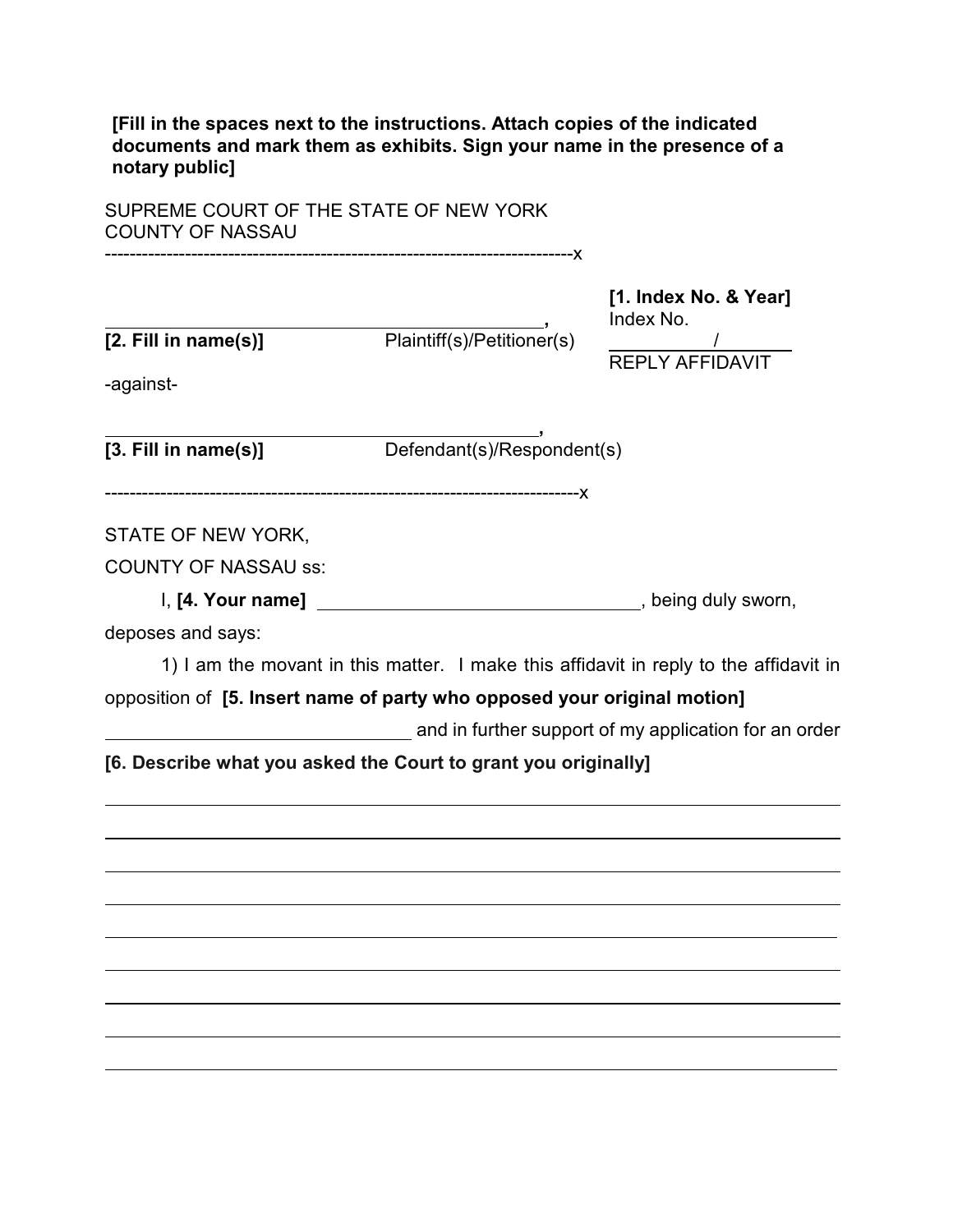**[Fill in the spaces next to the instructions. Attach copies of the indicated documents and mark them as exhibits. Sign your name in the presence of a notary public]**

SUPREME COURT OF THE STATE OF NEW YORK
COUNTY OF NASSAU

---------------------------------------------------------------------------x

| | | |
|---|---|---|
| ______________________________________________, | | **[1. Index No. & Year]** |
| **[2. Fill in name(s)]** | Plaintiff(s)/Petitioner(s) | Index No. ________/________ |
| | | REPLY AFFIDAVIT |
| -against- | | |
| ______________________________________________, | | |
| **[3. Fill in name(s)]** | Defendant(s)/Respondent(s) | |

---------------------------------------------------------------------------x

STATE OF NEW YORK,

COUNTY OF NASSAU ss:

I, **[4. Your name]** ________________________________, being duly sworn, deposes and says:

1) I am the movant in this matter. I make this affidavit in reply to the affidavit in opposition of **[5. Insert name of party who opposed your original motion]** ______________________________ and in further support of my application for an order **[6. Describe what you asked the Court to grant you originally]**

_______________________________________________________________________________

_______________________________________________________________________________

_______________________________________________________________________________

_______________________________________________________________________________

_______________________________________________________________________________

_______________________________________________________________________________

_______________________________________________________________________________

_______________________________________________________________________________

_______________________________________________________________________________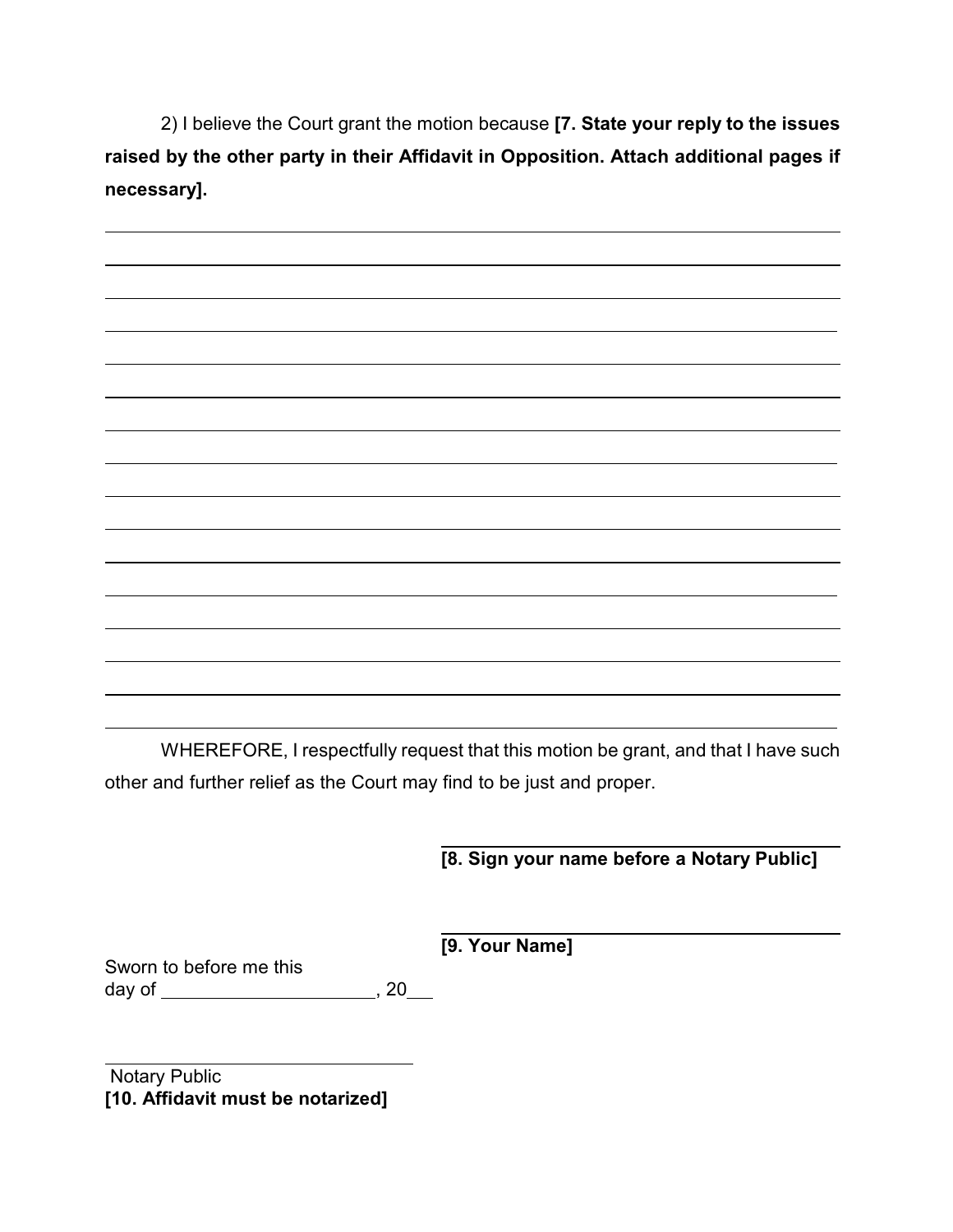2) I believe the Court grant the motion because **[7. State your reply to the issues raised by the other party in their Affidavit in Opposition. Attach additional pages if necessary].**

_______________________________________________________________________________

_______________________________________________________________________________

_______________________________________________________________________________

_______________________________________________________________________________

_______________________________________________________________________________

_______________________________________________________________________________

_______________________________________________________________________________

_______________________________________________________________________________

_______________________________________________________________________________

_______________________________________________________________________________

_______________________________________________________________________________

_______________________________________________________________________________

_______________________________________________________________________________

_______________________________________________________________________________

_______________________________________________________________________________

WHEREFORE, I respectfully request that this motion be grant, and that I have such other and further relief as the Court may find to be just and proper.

_______________________________________

**[8. Sign your name before a Notary Public]**

_______________________________________

**[9. Your Name]**

Sworn to before me this
day of ____________________, 20___

_______________________________
Notary Public
**[10. Affidavit must be notarized]**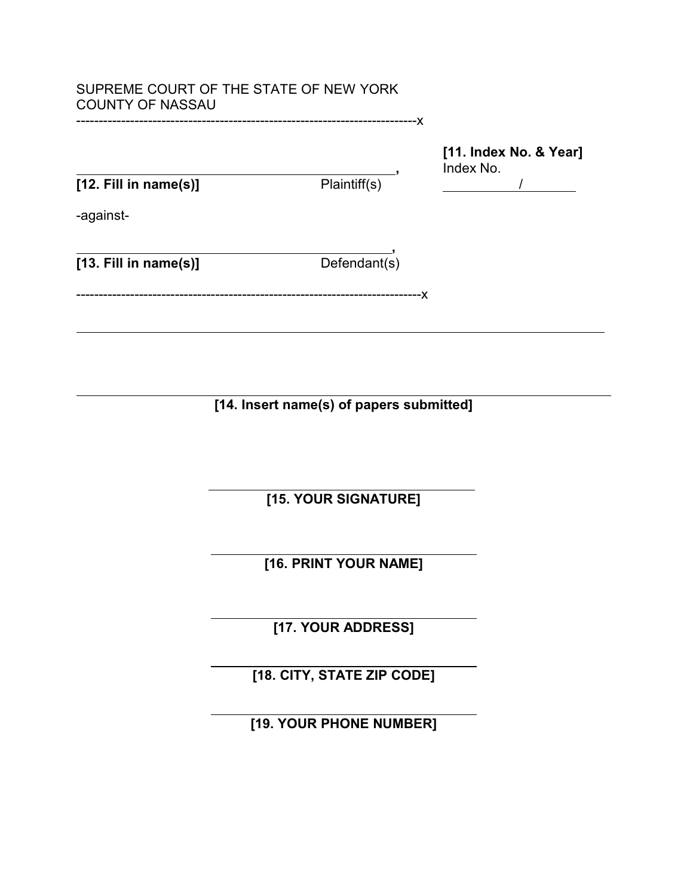SUPREME COURT OF THE STATE OF NEW YORK
COUNTY OF NASSAU

-----------------------------------------------------------------------------x

**[11. Index No. & Year]**
Index No. ________ / ________

________________________________________________,
**[12. Fill in name(s)]** Plaintiff(s)

-against-

________________________________________________,
**[13. Fill in name(s)]** Defendant(s)

-----------------------------------------------------------------------------x

________________________________________________________________________

________________________________________________________________________
**[14. Insert name(s) of papers submitted]**

________________________________________
**[15. YOUR SIGNATURE]**

________________________________________
**[16. PRINT YOUR NAME]**

________________________________________
**[17. YOUR ADDRESS]**

________________________________________
**[18. CITY, STATE ZIP CODE]**

________________________________________
**[19. YOUR PHONE NUMBER]**